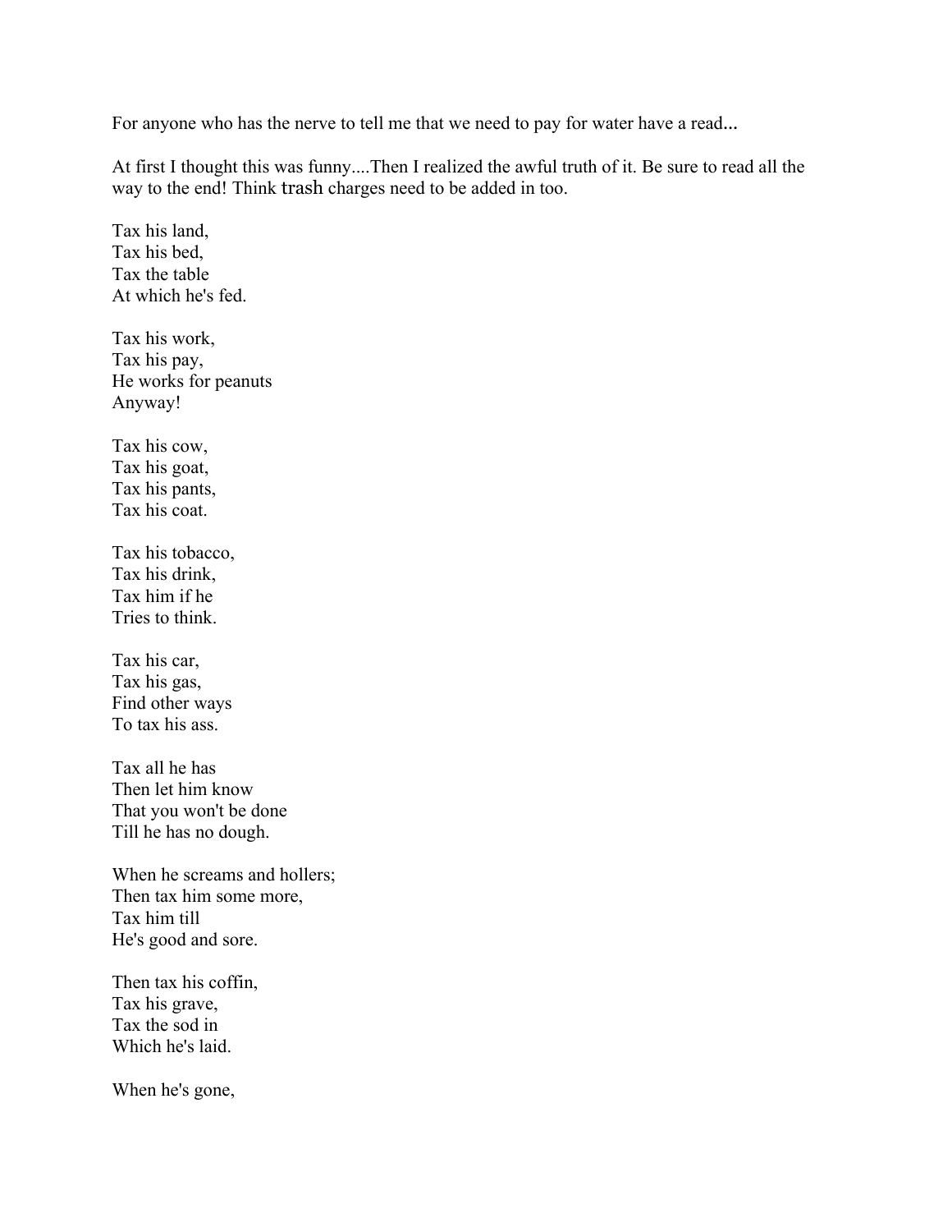For anyone who has the nerve to tell me that we need to pay for water have a read...

At first I thought this was funny....Then I realized the awful truth of it. Be sure to read all the way to the end! Think trash charges need to be added in too.

Tax his land,  
Tax his bed,  
Tax the table  
At which he's fed.

Tax his work,  
Tax his pay,  
He works for peanuts  
Anyway!

Tax his cow,  
Tax his goat,  
Tax his pants,  
Tax his coat.

Tax his tobacco,  
Tax his drink,  
Tax him if he  
Tries to think.

Tax his car,  
Tax his gas,  
Find other ways  
To tax his ass.

Tax all he has  
Then let him know  
That you won't be done  
Till he has no dough.

When he screams and hollers;  
Then tax him some more,  
Tax him till  
He's good and sore.

Then tax his coffin,  
Tax his grave,  
Tax the sod in  
Which he's laid.

When he's gone,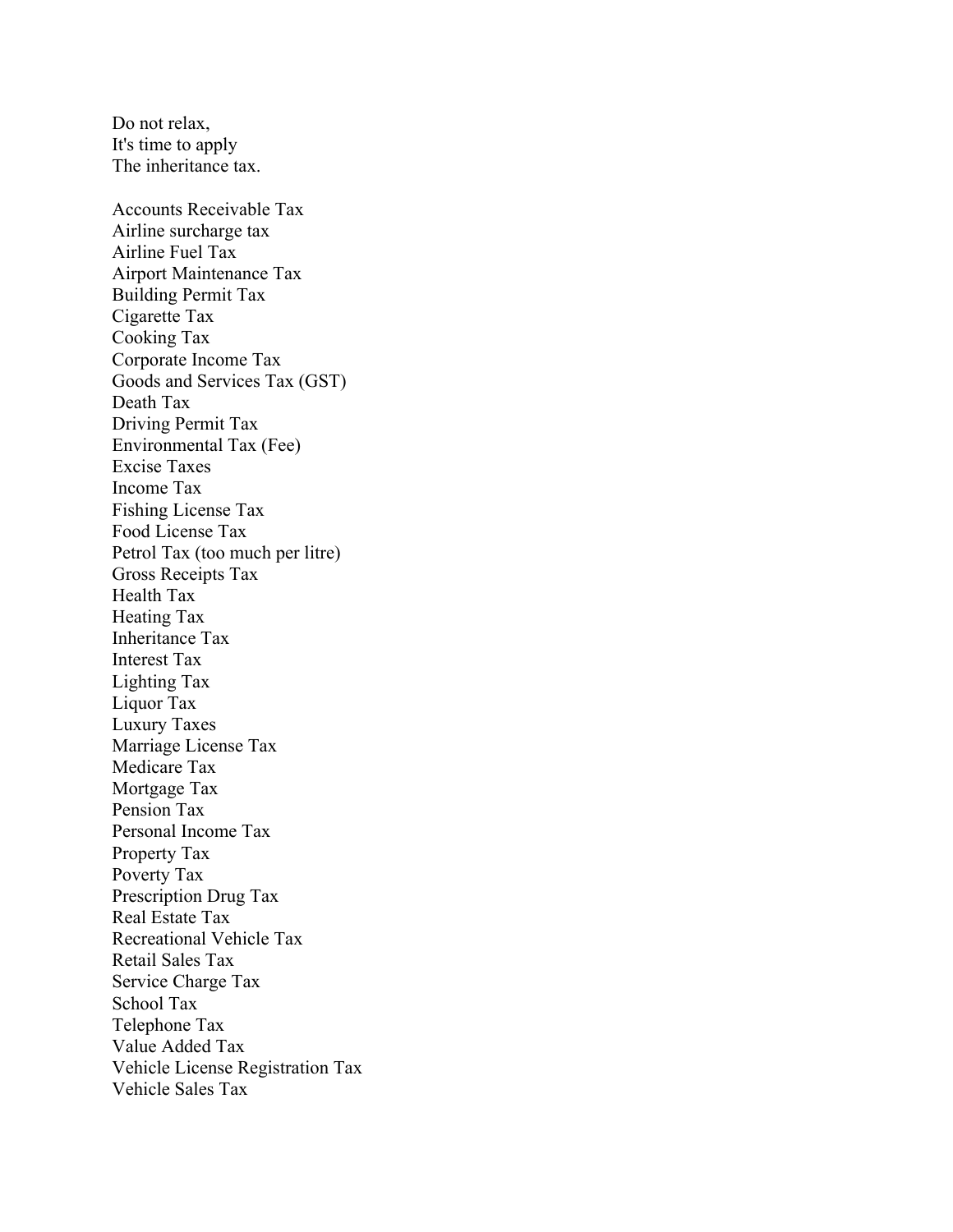Do not relax,  
It's time to apply  
The inheritance tax.

Accounts Receivable Tax  
Airline surcharge tax  
Airline Fuel Tax  
Airport Maintenance Tax  
Building Permit Tax  
Cigarette Tax  
Cooking Tax  
Corporate Income Tax  
Goods and Services Tax (GST)  
Death Tax  
Driving Permit Tax  
Environmental Tax (Fee)  
Excise Taxes  
Income Tax  
Fishing License Tax  
Food License Tax  
Petrol Tax (too much per litre)  
Gross Receipts Tax  
Health Tax  
Heating Tax  
Inheritance Tax  
Interest Tax  
Lighting Tax  
Liquor Tax  
Luxury Taxes  
Marriage License Tax  
Medicare Tax  
Mortgage Tax  
Pension Tax  
Personal Income Tax  
Property Tax  
Poverty Tax  
Prescription Drug Tax  
Real Estate Tax  
Recreational Vehicle Tax  
Retail Sales Tax  
Service Charge Tax  
School Tax  
Telephone Tax  
Value Added Tax  
Vehicle License Registration Tax  
Vehicle Sales Tax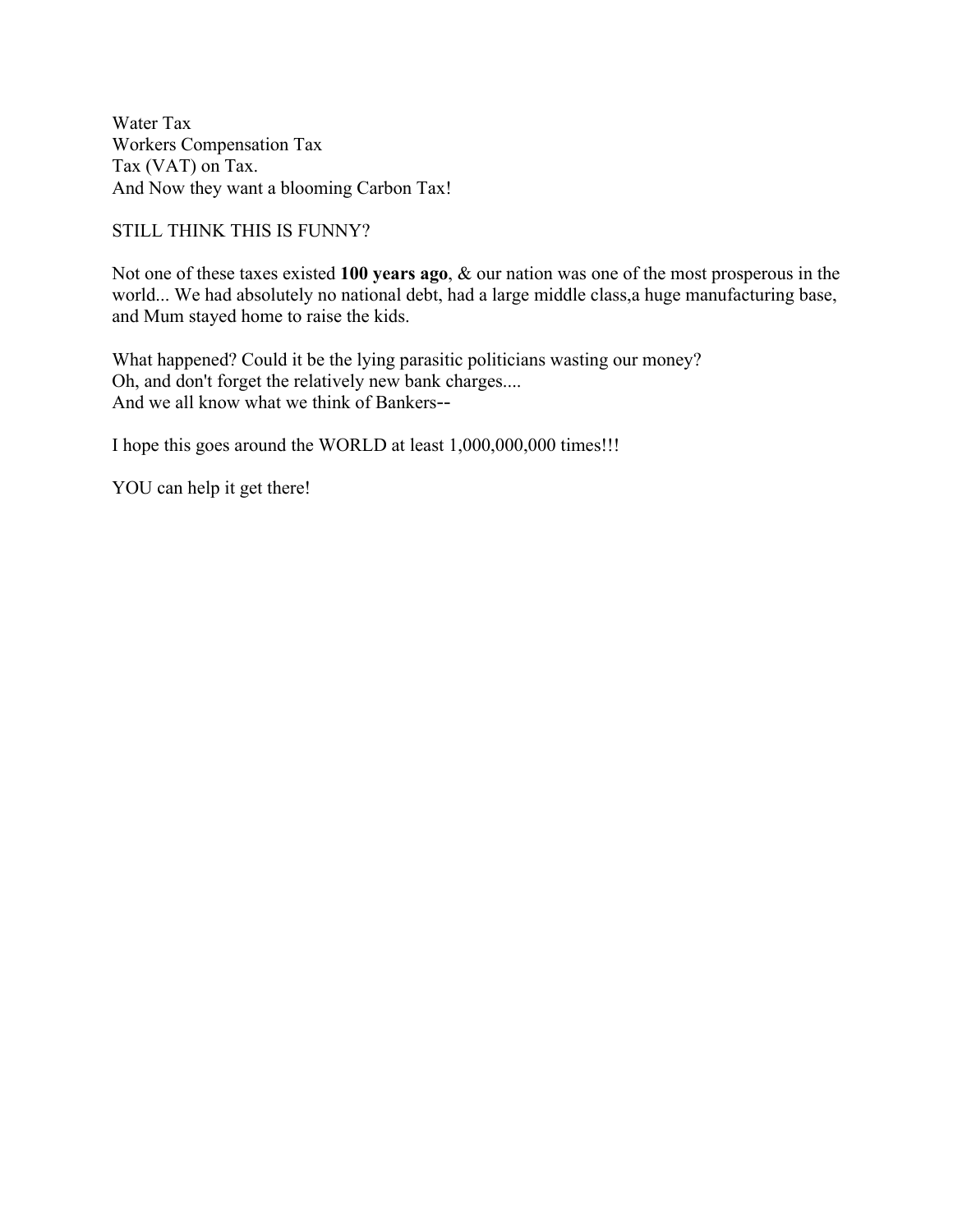Water Tax
Workers Compensation Tax
Tax (VAT) on Tax.
And Now they want a blooming Carbon Tax!

STILL THINK THIS IS FUNNY?

Not one of these taxes existed **100 years ago**, & our nation was one of the most prosperous in the world... We had absolutely no national debt, had a large middle class,a huge manufacturing base, and Mum stayed home to raise the kids.

What happened? Could it be the lying parasitic politicians wasting our money?
Oh, and don't forget the relatively new bank charges....
And we all know what we think of Bankers--

I hope this goes around the WORLD at least 1,000,000,000 times!!!

YOU can help it get there!